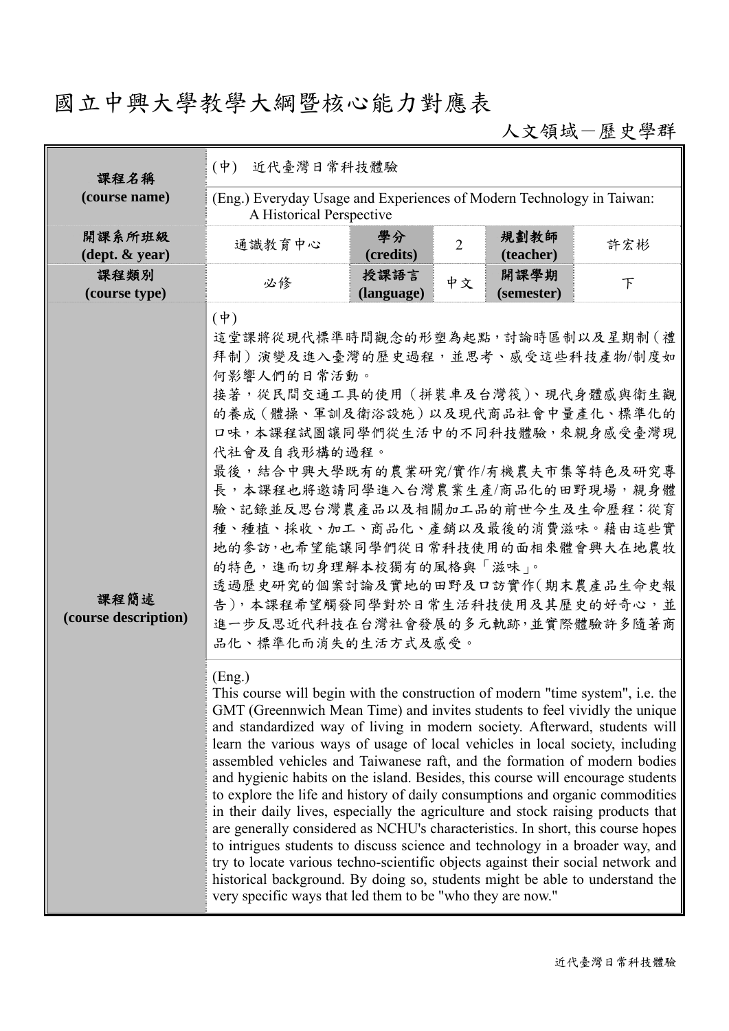# 國立中興大學教學大綱暨核心能力對應表

人文領域－歷史學群

| 課程名稱 (course name) | (中) 近代臺灣日常科技體驗 | | | | |
|---|---|---|---|---|---|
| | (Eng.) Everyday Usage and Experiences of Modern Technology in Taiwan: A Historical Perspective | | | | |
| 開課系所班級 (dept. & year) | 通識教育中心 | 學分 (credits) | 2 | 規劃教師 (teacher) | 許宏彬 |
| 課程類別 (course type) | 必修 | 授課語言 (language) | 中文 | 開課學期 (semester) | 下 |
| 課程簡述 (course description) | (中)<br>這堂課將從現代標準時間觀念的形塑為起點，討論時區制以及星期制（禮拜制）演變及進入臺灣的歷史過程，並思考、感受這些科技產物/制度如何影響人們的日常活動。<br>接著，從民間交通工具的使用（拼裝車及台灣筏）、現代身體感與衛生觀的養成（體操、軍訓及衛浴設施）以及現代商品社會中量產化、標準化的口味，本課程試圖讓同學們從生活中的不同科技體驗，來親身感受臺灣現代社會及自我形構的過程。<br>最後，結合中興大學既有的農業研究/實作/有機農夫市集等特色及研究專長，本課程也將邀請同學進入台灣農業生產/商品化的田野現場，親身體驗、記錄並反思台灣農產品以及相關加工品的前世今生及生命歷程：從育種、種植、採收、加工、商品化、產銷以及最後的消費滋味。藉由這些實地的參訪，也希望能讓同學們從日常科技使用的面相來體會興大在地農牧的特色，進而切身理解本校獨有的風格與「滋味」。<br>透過歷史研究的個案討論及實地的田野及口訪實作(期末農產品生命史報告)，本課程希望觸發同學對於日常生活科技使用及其歷史的好奇心，並進一步反思近代科技在台灣社會發展的多元軌跡，並實際體驗許多隨著商品化、標準化而消失的生活方式及感受。 | | | | |
| | (Eng.)<br>This course will begin with the construction of modern "time system", i.e. the GMT (Greennwich Mean Time) and invites students to feel vividly the unique and standardized way of living in modern society. Afterward, students will learn the various ways of usage of local vehicles in local society, including assembled vehicles and Taiwanese raft, and the formation of modern bodies and hygienic habits on the island. Besides, this course will encourage students to explore the life and history of daily consumptions and organic commodities in their daily lives, especially the agriculture and stock raising products that are generally considered as NCHU's characteristics. In short, this course hopes to intrigues students to discuss science and technology in a broader way, and try to locate various techno-scientific objects against their social network and historical background. By doing so, students might be able to understand the very specific ways that led them to be "who they are now." | | | | |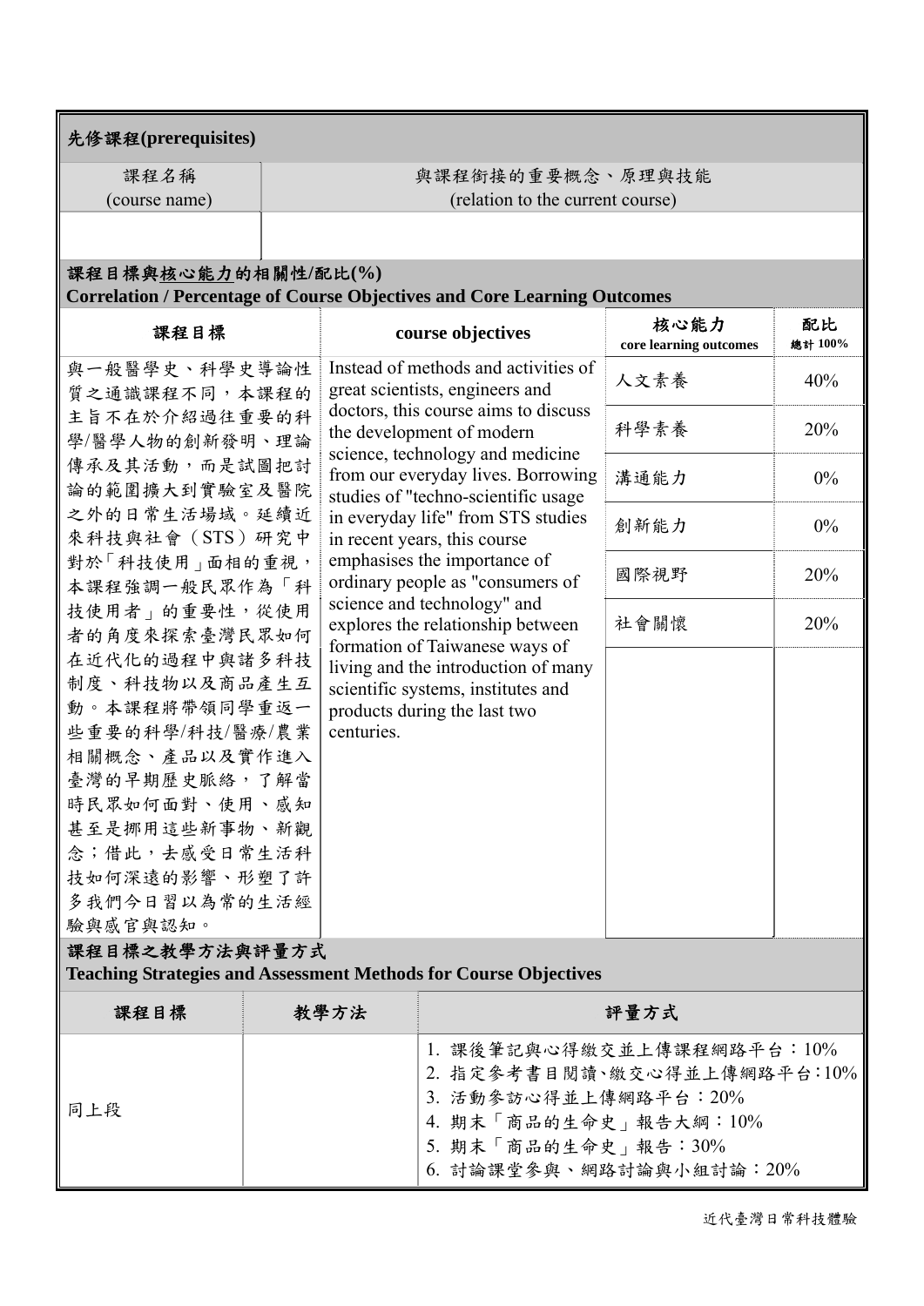**先修課程(prerequisites)**

| 課程名稱 (course name) | 與課程銜接的重要概念、原理與技能 (relation to the current course) |
|---|---|
| | |

**課程目標與核心能力的相關性/配比(%)**
**Correlation / Percentage of Course Objectives and Core Learning Outcomes**

| 課程目標 | course objectives | 核心能力 core learning outcomes | 配比 總計 100% |
|---|---|---|---|
| 與一般醫學史、科學史導論性質之通識課程不同，本課程的主旨不在於介紹過往重要的科學/醫學人物的創新發明、理論傳承及其活動，而是試圖把討論的範圍擴大到實驗室及醫院之外的日常生活場域。延續近來科技與社會（STS）研究中對於「科技使用」面相的重視，本課程強調一般民眾作為「科技使用者」的重要性，從使用者的角度來探索臺灣民眾如何在近代化的過程中與諸多科技制度、科技物以及商品產生互動。本課程將帶領同學重返一些重要的科學/科技/醫療/農業相關概念、產品以及實作進入臺灣的早期歷史脈絡，了解當時民眾如何面對、使用、感知甚至是挪用這些新事物、新觀念；借此，去感受日常生活科技如何深遠的影響、形塑了許多我們今日習以為常的生活經驗與感官與認知。 | Instead of methods and activities of great scientists, engineers and doctors, this course aims to discuss the development of modern science, technology and medicine from our everyday lives. Borrowing studies of "techno-scientific usage in everyday life" from STS studies in recent years, this course emphasises the importance of ordinary people as "consumers of science and technology" and explores the relationship between formation of Taiwanese ways of living and the introduction of many scientific systems, institutes and products during the last two centuries. | 人文素養 | 40% |
| | | 科學素養 | 20% |
| | | 溝通能力 | 0% |
| | | 創新能力 | 0% |
| | | 國際視野 | 20% |
| | | 社會關懷 | 20% |

**課程目標之教學方法與評量方式**
**Teaching Strategies and Assessment Methods for Course Objectives**

| 課程目標 | 教學方法 | 評量方式 |
|---|---|---|
| 同上段 | | 1. 課後筆記與心得繳交並上傳課程網路平台：10%<br>2. 指定參考書目閱讀、繳交心得並上傳網路平台：10%<br>3. 活動參訪心得並上傳網路平台：20%<br>4. 期末「商品的生命史」報告大綱：10%<br>5. 期末「商品的生命史」報告：30%<br>6. 討論課堂參與、網路討論與小組討論：20% |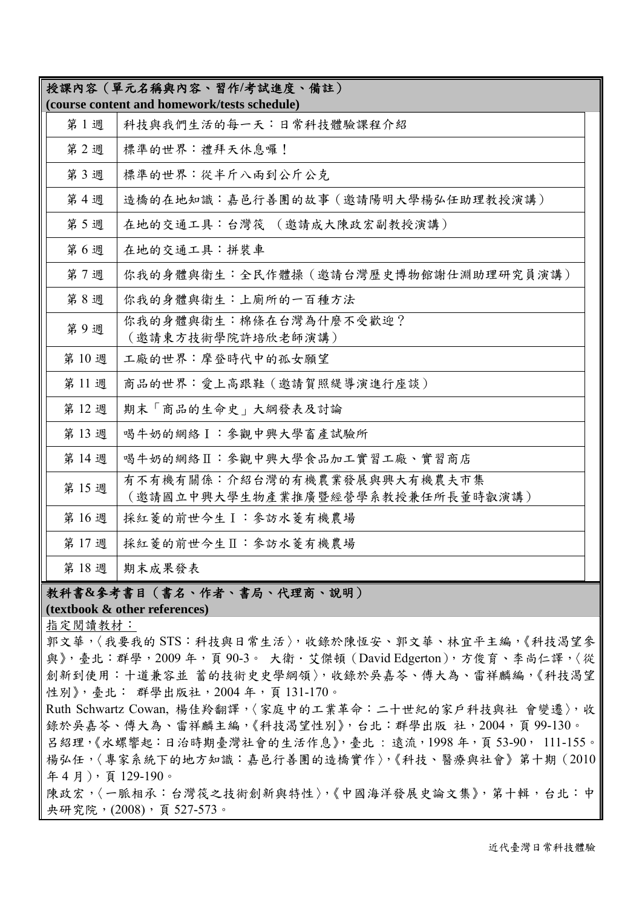**授課內容（單元名稱與內容、習作/考試進度、備註）**
**(course content and homework/tests schedule)**

| 週次 | 內容 |
|---|---|
| 第 1 週 | 科技與我們生活的每一天：日常科技體驗課程介紹 |
| 第 2 週 | 標準的世界：禮拜天休息囉！ |
| 第 3 週 | 標準的世界：從半斤八兩到公斤公克 |
| 第 4 週 | 造橋的在地知識：嘉邑行善團的故事（邀請陽明大學楊弘任助理教授演講） |
| 第 5 週 | 在地的交通工具：台灣筏 （邀請成大陳政宏副教授演講） |
| 第 6 週 | 在地的交通工具：拼裝車 |
| 第 7 週 | 你我的身體與衛生：全民作體操（邀請台灣歷史博物館謝仕淵助理研究員演講） |
| 第 8 週 | 你我的身體與衛生：上廁所的一百種方法 |
| 第 9 週 | 你我的身體與衛生：棉條在台灣為什麼不受歡迎？（邀請東方技術學院許培欣老師演講） |
| 第 10 週 | 工廠的世界：摩登時代中的孤女願望 |
| 第 11 週 | 商品的世界：愛上高跟鞋（邀請賀照緹導演進行座談） |
| 第 12 週 | 期末「商品的生命史」大綱發表及討論 |
| 第 13 週 | 喝牛奶的網絡Ⅰ：參觀中興大學畜產試驗所 |
| 第 14 週 | 喝牛奶的網絡Ⅱ：參觀中興大學食品加工實習工廠、實習商店 |
| 第 15 週 | 有不有機有關係：介紹台灣的有機農業發展與興大有機農夫市集（邀請國立中興大學生物產業推廣暨經營學系教授兼任所長董時叡演講） |
| 第 16 週 | 採紅菱的前世今生Ⅰ：參訪水菱有機農場 |
| 第 17 週 | 採紅菱的前世今生Ⅱ：參訪水菱有機農場 |
| 第 18 週 | 期末成果發表 |

**教科書&參考書目（書名、作者、書局、代理商、說明）**
**(textbook & other references)**

指定閱讀教材：

郭文華，〈我要我的 STS：科技與日常生活〉，收錄於陳恒安、郭文華、林宜平主編，《科技渴望參與》，臺北：群學，2009 年，頁 90-3。 大衛．艾傑頓（David Edgerton），方俊育、李尚仁譯，〈從創新到使用：十道兼容並 蓄的技術史史學綱領〉，收錄於吳嘉苓、傅大為、雷祥麟編，《科技渴望性別》，臺北： 群學出版社，2004 年，頁 131-170。

Ruth Schwartz Cowan, 楊佳羚翻譯，〈家庭中的工業革命：二十世紀的家戶科技與社 會變遷〉，收錄於吳嘉苓、傅大為、雷祥麟主編，《科技渴望性別》，台北：群學出版 社，2004，頁 99-130。

呂紹理，《水螺響起：日治時期臺灣社會的生活作息》，臺北 : 遠流，1998 年，頁 53-90， 111-155。

楊弘任，〈專家系統下的地方知識：嘉邑行善團的造橋實作〉，《科技、醫療與社會》第十期（2010 年 4 月），頁 129-190。

陳政宏，〈一脈相承：台灣筏之技術創新與特性〉，《中國海洋發展史論文集》，第十輯，台北：中央研究院，(2008)，頁 527-573。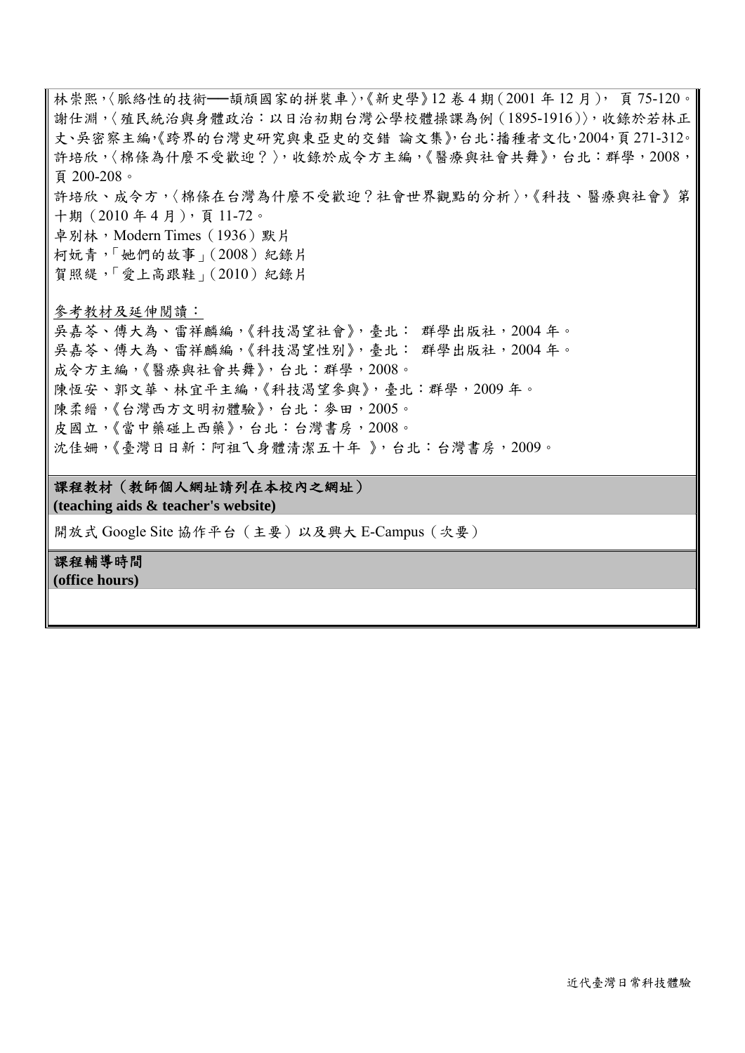林崇熙，〈脈絡性的技術──頡頏國家的拼裝車〉，《新史學》12 卷 4 期（2001 年 12 月）， 頁 75-120。

謝仕淵，〈殖民統治與身體政治：以日治初期台灣公學校體操課為例（1895-1916）〉，收錄於若林正丈、吳密察主編，《跨界的台灣史研究與東亞史的交錯 論文集》，台北：播種者文化，2004，頁 271-312。

許培欣，〈棉條為什麼不受歡迎？〉，收錄於成令方主編，《醫療與社會共舞》，台北：群學，2008，頁 200-208。

許培欣、成令方，〈棉條在台灣為什麼不受歡迎？社會世界觀點的分析〉，《科技、醫療與社會》第十期（2010 年 4 月），頁 11-72。

卓別林，Modern Times（1936）默片

柯妧青，「她們的故事」（2008）紀錄片

賀照緹，「愛上高跟鞋」（2010）紀錄片

參考教材及延伸閱讀：

吳嘉苓、傅大為、雷祥麟編，《科技渴望社會》，臺北： 群學出版社，2004 年。

吳嘉苓、傅大為、雷祥麟編，《科技渴望性別》，臺北： 群學出版社，2004 年。

成令方主編，《醫療與社會共舞》，台北：群學，2008。

陳恆安、郭文華、林宜平主編，《科技渴望參與》，臺北：群學，2009 年。

陳柔縉，《台灣西方文明初體驗》，台北：麥田，2005。

皮國立，《當中藥碰上西藥》，台北：台灣書房，2008。

沈佳姍，《臺灣日日新：阿祖ㄟ身體清潔五十年 》，台北：台灣書房，2009。

**課程教材（教師個人網址請列在本校內之網址）**
**(teaching aids & teacher's website)**

開放式 Google Site 協作平台（主要）以及興大 E-Campus（次要）

**課程輔導時間**
**(office hours)**